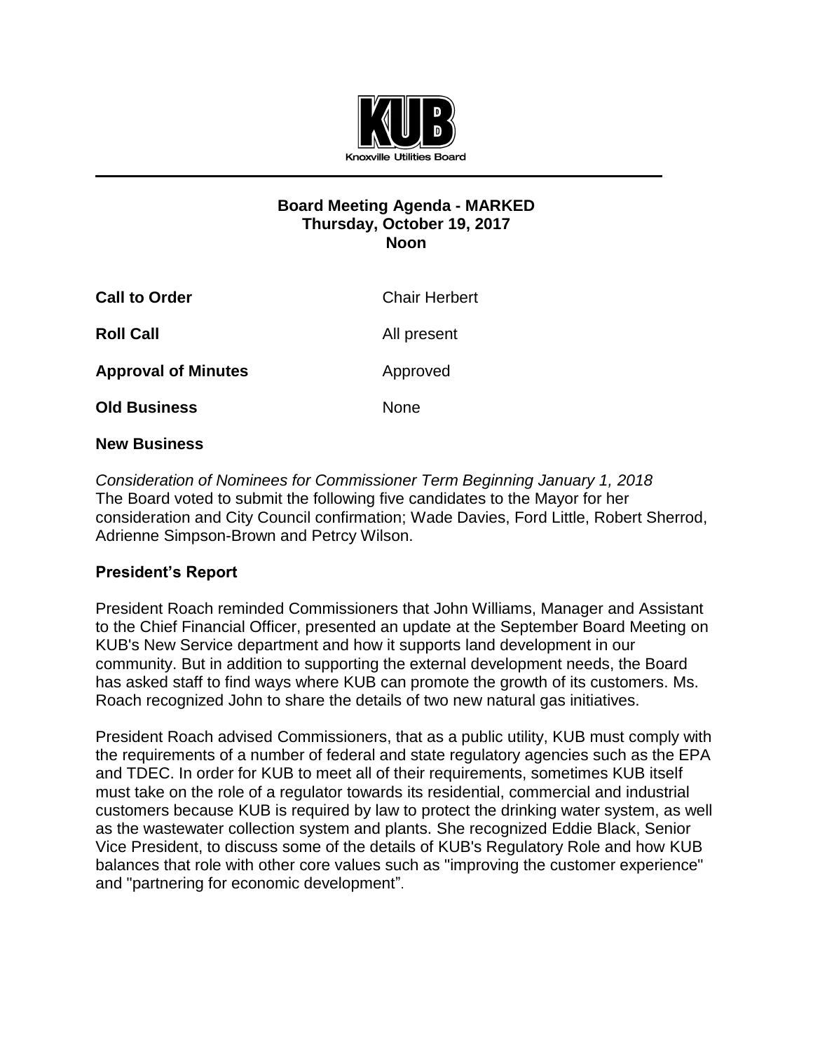Knoxville Utilities Board

**Board Meeting Agenda - MARKED**
**Thursday, October 19, 2017**
**Noon**

| | |
|---|---|
| **Call to Order** | Chair Herbert |
| **Roll Call** | All present |
| **Approval of Minutes** | Approved |
| **Old Business** | None |

**New Business**

*Consideration of Nominees for Commissioner Term Beginning January 1, 2018*
The Board voted to submit the following five candidates to the Mayor for her consideration and City Council confirmation; Wade Davies, Ford Little, Robert Sherrod, Adrienne Simpson-Brown and Petrcy Wilson.

## President's Report

President Roach reminded Commissioners that John Williams, Manager and Assistant to the Chief Financial Officer, presented an update at the September Board Meeting on KUB's New Service department and how it supports land development in our community. But in addition to supporting the external development needs, the Board has asked staff to find ways where KUB can promote the growth of its customers. Ms. Roach recognized John to share the details of two new natural gas initiatives.

President Roach advised Commissioners, that as a public utility, KUB must comply with the requirements of a number of federal and state regulatory agencies such as the EPA and TDEC. In order for KUB to meet all of their requirements, sometimes KUB itself must take on the role of a regulator towards its residential, commercial and industrial customers because KUB is required by law to protect the drinking water system, as well as the wastewater collection system and plants. She recognized Eddie Black, Senior Vice President, to discuss some of the details of KUB's Regulatory Role and how KUB balances that role with other core values such as "improving the customer experience" and "partnering for economic development".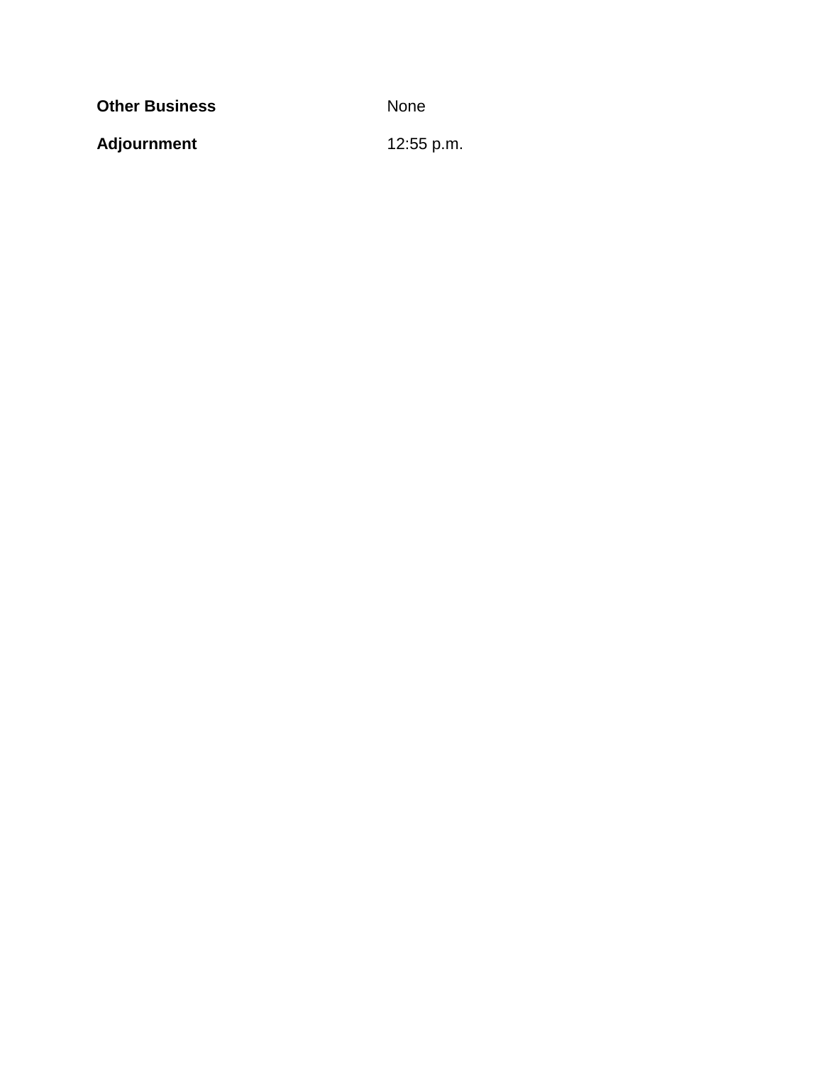| | |
|---|---|
| **Other Business** | None |
| **Adjournment** | 12:55 p.m. |